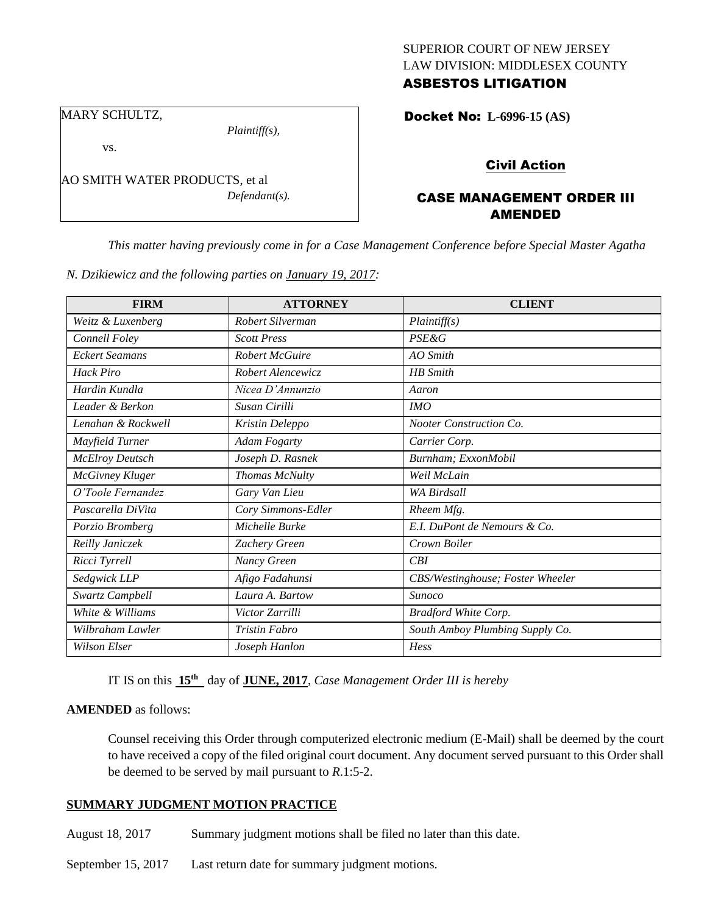SUPERIOR COURT OF NEW JERSEY
LAW DIVISION: MIDDLESEX COUNTY

**ASBESTOS LITIGATION**

MARY SCHULTZ,
*Plaintiff(s),*

vs.

AO SMITH WATER PRODUCTS, et al
*Defendant(s).*

**Docket No: L-6996-15 (AS)**

**Civil Action**

## CASE MANAGEMENT ORDER III AMENDED

*This matter having previously come in for a Case Management Conference before Special Master Agatha N. Dzikiewicz and the following parties on January 19, 2017:*

| FIRM | ATTORNEY | CLIENT |
|---|---|---|
| *Weitz & Luxenberg* | *Robert Silverman* | *Plaintiff(s)* |
| *Connell Foley* | *Scott Press* | *PSE&G* |
| *Eckert Seamans* | *Robert McGuire* | *AO Smith* |
| *Hack Piro* | *Robert Alencewicz* | *HB Smith* |
| *Hardin Kundla* | *Nicea D'Annunzio* | *Aaron* |
| *Leader & Berkon* | *Susan Cirilli* | *IMO* |
| *Lenahan & Rockwell* | *Kristin Deleppo* | *Nooter Construction Co.* |
| *Mayfield Turner* | *Adam Fogarty* | *Carrier Corp.* |
| *McElroy Deutsch* | *Joseph D. Rasnek* | *Burnham; ExxonMobil* |
| *McGivney Kluger* | *Thomas McNulty* | *Weil McLain* |
| *O'Toole Fernandez* | *Gary Van Lieu* | *WA Birdsall* |
| *Pascarella DiVita* | *Cory Simmons-Edler* | *Rheem Mfg.* |
| *Porzio Bromberg* | *Michelle Burke* | *E.I. DuPont de Nemours & Co.* |
| *Reilly Janiczek* | *Zachery Green* | *Crown Boiler* |
| *Ricci Tyrrell* | *Nancy Green* | *CBI* |
| *Sedgwick LLP* | *Afigo Fadahunsi* | *CBS/Westinghouse; Foster Wheeler* |
| *Swartz Campbell* | *Laura A. Bartow* | *Sunoco* |
| *White & Williams* | *Victor Zarrilli* | *Bradford White Corp.* |
| *Wilbraham Lawler* | *Tristin Fabro* | *South Amboy Plumbing Supply Co.* |
| *Wilson Elser* | *Joseph Hanlon* | *Hess* |

IT IS on this **15th** day of **JUNE, 2017**, *Case Management Order III is hereby*

**AMENDED** as follows:

Counsel receiving this Order through computerized electronic medium (E-Mail) shall be deemed by the court to have received a copy of the filed original court document. Any document served pursuant to this Order shall be deemed to be served by mail pursuant to *R*.1:5-2.

**SUMMARY JUDGMENT MOTION PRACTICE**

August 18, 2017 Summary judgment motions shall be filed no later than this date.

September 15, 2017 Last return date for summary judgment motions.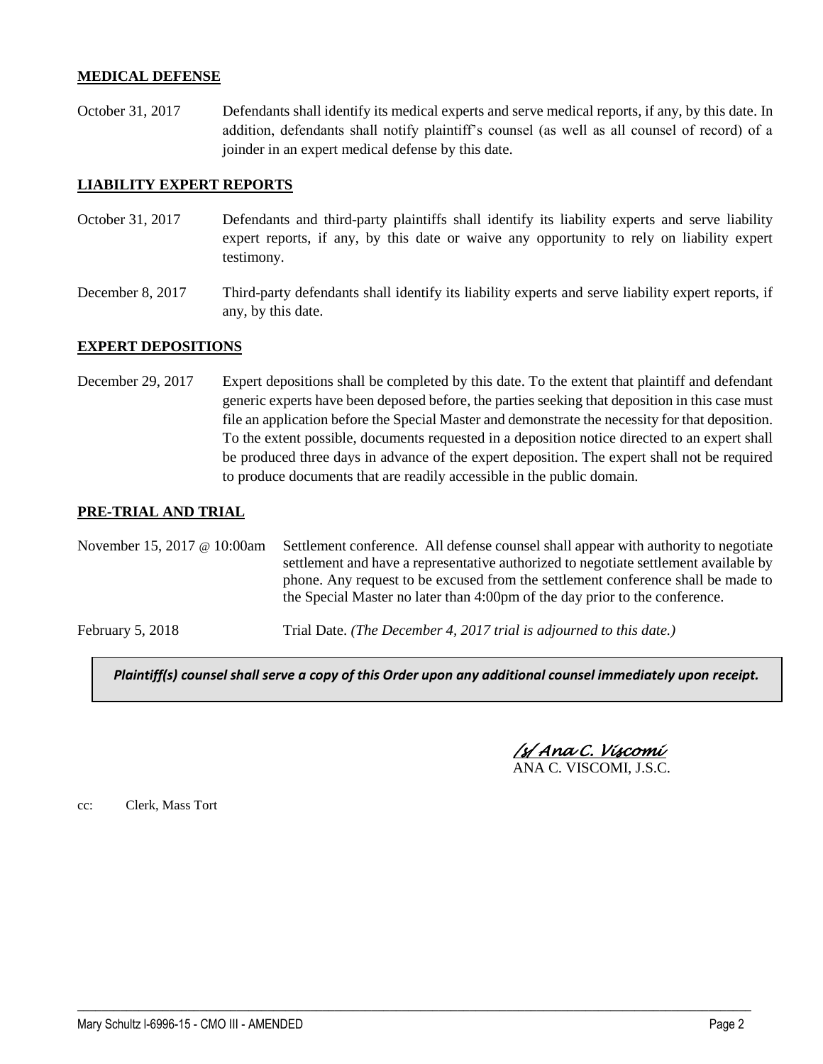**MEDICAL DEFENSE**

October 31, 2017 Defendants shall identify its medical experts and serve medical reports, if any, by this date. In addition, defendants shall notify plaintiff's counsel (as well as all counsel of record) of a joinder in an expert medical defense by this date.

**LIABILITY EXPERT REPORTS**

October 31, 2017 Defendants and third-party plaintiffs shall identify its liability experts and serve liability expert reports, if any, by this date or waive any opportunity to rely on liability expert testimony.

December 8, 2017 Third-party defendants shall identify its liability experts and serve liability expert reports, if any, by this date.

**EXPERT DEPOSITIONS**

December 29, 2017 Expert depositions shall be completed by this date. To the extent that plaintiff and defendant generic experts have been deposed before, the parties seeking that deposition in this case must file an application before the Special Master and demonstrate the necessity for that deposition. To the extent possible, documents requested in a deposition notice directed to an expert shall be produced three days in advance of the expert deposition. The expert shall not be required to produce documents that are readily accessible in the public domain.

**PRE-TRIAL AND TRIAL**

November 15, 2017 @ 10:00am Settlement conference. All defense counsel shall appear with authority to negotiate settlement and have a representative authorized to negotiate settlement available by phone. Any request to be excused from the settlement conference shall be made to the Special Master no later than 4:00pm of the day prior to the conference.

February 5, 2018 Trial Date. *(The December 4, 2017 trial is adjourned to this date.)*

***Plaintiff(s) counsel shall serve a copy of this Order upon any additional counsel immediately upon receipt.***

*/s/ Ana C. Viscomi*
ANA C. VISCOMI, J.S.C.

cc: Clerk, Mass Tort